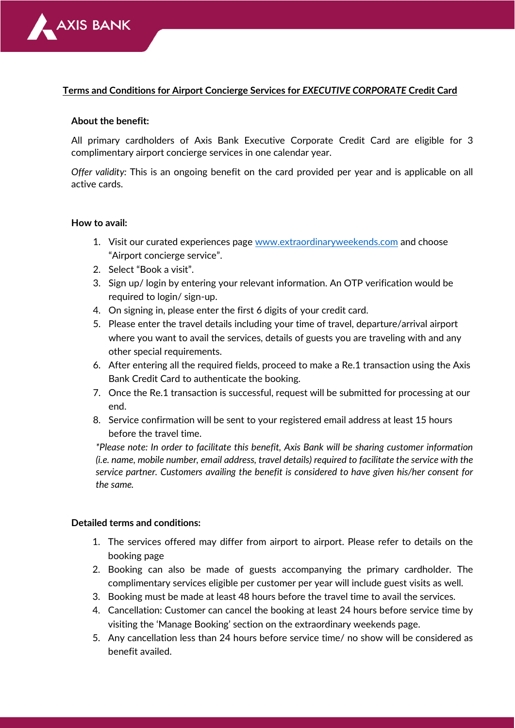# Terms and Conditions for Airport Concierge Services for *EXECUTIVE CORPORATE* Credit Card

**About the benefit:**

All primary cardholders of Axis Bank Executive Corporate Credit Card are eligible for 3 complimentary airport concierge services in one calendar year.

*Offer validity:* This is an ongoing benefit on the card provided per year and is applicable on all active cards.

**How to avail:**

1. Visit our curated experiences page www.extraordinaryweekends.com and choose "Airport concierge service".
2. Select "Book a visit".
3. Sign up/ login by entering your relevant information. An OTP verification would be required to login/ sign-up.
4. On signing in, please enter the first 6 digits of your credit card.
5. Please enter the travel details including your time of travel, departure/arrival airport where you want to avail the services, details of guests you are traveling with and any other special requirements.
6. After entering all the required fields, proceed to make a Re.1 transaction using the Axis Bank Credit Card to authenticate the booking.
7. Once the Re.1 transaction is successful, request will be submitted for processing at our end.
8. Service confirmation will be sent to your registered email address at least 15 hours before the travel time.

*\*Please note: In order to facilitate this benefit, Axis Bank will be sharing customer information (i.e. name, mobile number, email address, travel details) required to facilitate the service with the service partner. Customers availing the benefit is considered to have given his/her consent for the same.*

**Detailed terms and conditions:**

1. The services offered may differ from airport to airport. Please refer to details on the booking page
2. Booking can also be made of guests accompanying the primary cardholder. The complimentary services eligible per customer per year will include guest visits as well.
3. Booking must be made at least 48 hours before the travel time to avail the services.
4. Cancellation: Customer can cancel the booking at least 24 hours before service time by visiting the 'Manage Booking' section on the extraordinary weekends page.
5. Any cancellation less than 24 hours before service time/ no show will be considered as benefit availed.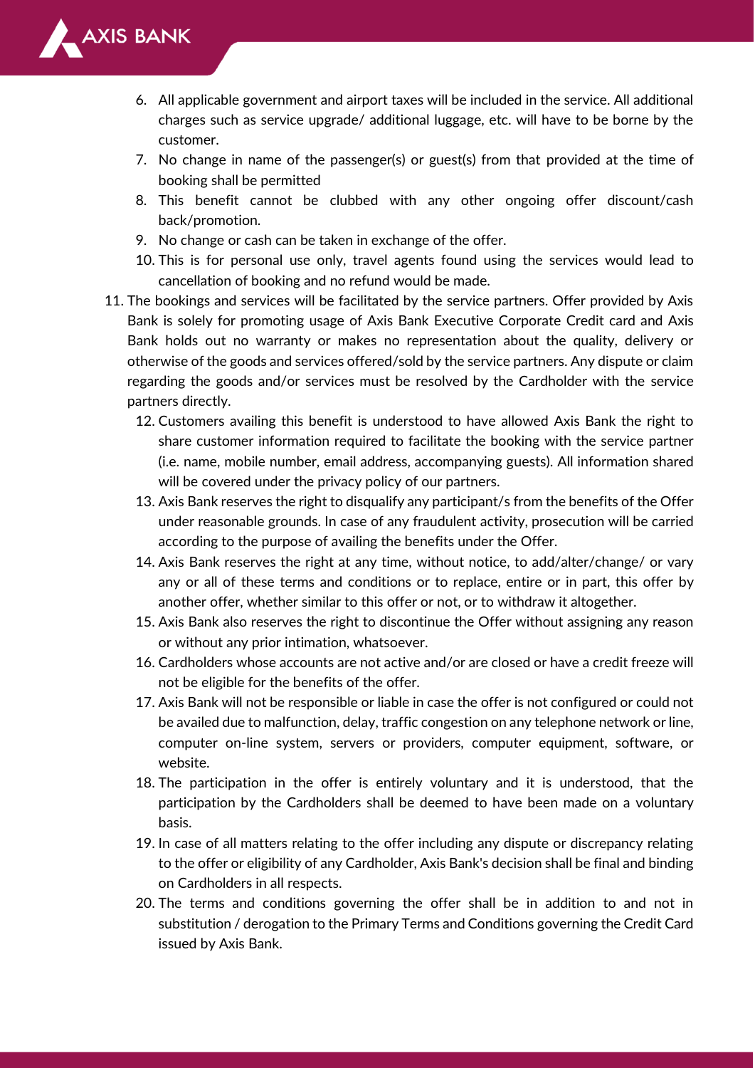6. All applicable government and airport taxes will be included in the service. All additional charges such as service upgrade/ additional luggage, etc. will have to be borne by the customer.
7. No change in name of the passenger(s) or guest(s) from that provided at the time of booking shall be permitted
8. This benefit cannot be clubbed with any other ongoing offer discount/cash back/promotion.
9. No change or cash can be taken in exchange of the offer.
10. This is for personal use only, travel agents found using the services would lead to cancellation of booking and no refund would be made.

11. The bookings and services will be facilitated by the service partners. Offer provided by Axis Bank is solely for promoting usage of Axis Bank Executive Corporate Credit card and Axis Bank holds out no warranty or makes no representation about the quality, delivery or otherwise of the goods and services offered/sold by the service partners. Any dispute or claim regarding the goods and/or services must be resolved by the Cardholder with the service partners directly.

12. Customers availing this benefit is understood to have allowed Axis Bank the right to share customer information required to facilitate the booking with the service partner (i.e. name, mobile number, email address, accompanying guests). All information shared will be covered under the privacy policy of our partners.
13. Axis Bank reserves the right to disqualify any participant/s from the benefits of the Offer under reasonable grounds. In case of any fraudulent activity, prosecution will be carried according to the purpose of availing the benefits under the Offer.
14. Axis Bank reserves the right at any time, without notice, to add/alter/change/ or vary any or all of these terms and conditions or to replace, entire or in part, this offer by another offer, whether similar to this offer or not, or to withdraw it altogether.
15. Axis Bank also reserves the right to discontinue the Offer without assigning any reason or without any prior intimation, whatsoever.
16. Cardholders whose accounts are not active and/or are closed or have a credit freeze will not be eligible for the benefits of the offer.
17. Axis Bank will not be responsible or liable in case the offer is not configured or could not be availed due to malfunction, delay, traffic congestion on any telephone network or line, computer on-line system, servers or providers, computer equipment, software, or website.
18. The participation in the offer is entirely voluntary and it is understood, that the participation by the Cardholders shall be deemed to have been made on a voluntary basis.
19. In case of all matters relating to the offer including any dispute or discrepancy relating to the offer or eligibility of any Cardholder, Axis Bank's decision shall be final and binding on Cardholders in all respects.
20. The terms and conditions governing the offer shall be in addition to and not in substitution / derogation to the Primary Terms and Conditions governing the Credit Card issued by Axis Bank.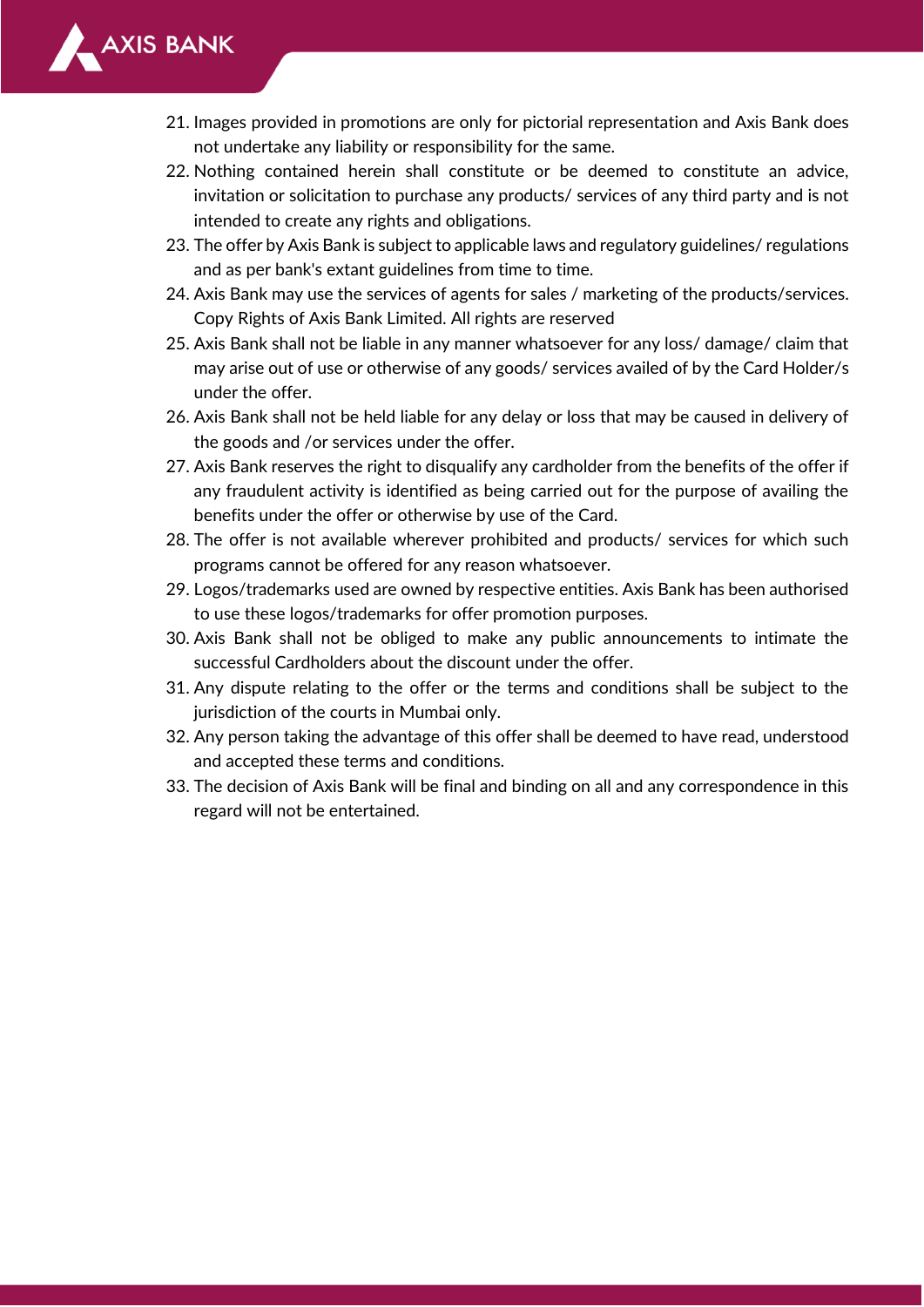21. Images provided in promotions are only for pictorial representation and Axis Bank does not undertake any liability or responsibility for the same.
22. Nothing contained herein shall constitute or be deemed to constitute an advice, invitation or solicitation to purchase any products/ services of any third party and is not intended to create any rights and obligations.
23. The offer by Axis Bank is subject to applicable laws and regulatory guidelines/ regulations and as per bank's extant guidelines from time to time.
24. Axis Bank may use the services of agents for sales / marketing of the products/services. Copy Rights of Axis Bank Limited. All rights are reserved
25. Axis Bank shall not be liable in any manner whatsoever for any loss/ damage/ claim that may arise out of use or otherwise of any goods/ services availed of by the Card Holder/s under the offer.
26. Axis Bank shall not be held liable for any delay or loss that may be caused in delivery of the goods and /or services under the offer.
27. Axis Bank reserves the right to disqualify any cardholder from the benefits of the offer if any fraudulent activity is identified as being carried out for the purpose of availing the benefits under the offer or otherwise by use of the Card.
28. The offer is not available wherever prohibited and products/ services for which such programs cannot be offered for any reason whatsoever.
29. Logos/trademarks used are owned by respective entities. Axis Bank has been authorised to use these logos/trademarks for offer promotion purposes.
30. Axis Bank shall not be obliged to make any public announcements to intimate the successful Cardholders about the discount under the offer.
31. Any dispute relating to the offer or the terms and conditions shall be subject to the jurisdiction of the courts in Mumbai only.
32. Any person taking the advantage of this offer shall be deemed to have read, understood and accepted these terms and conditions.
33. The decision of Axis Bank will be final and binding on all and any correspondence in this regard will not be entertained.